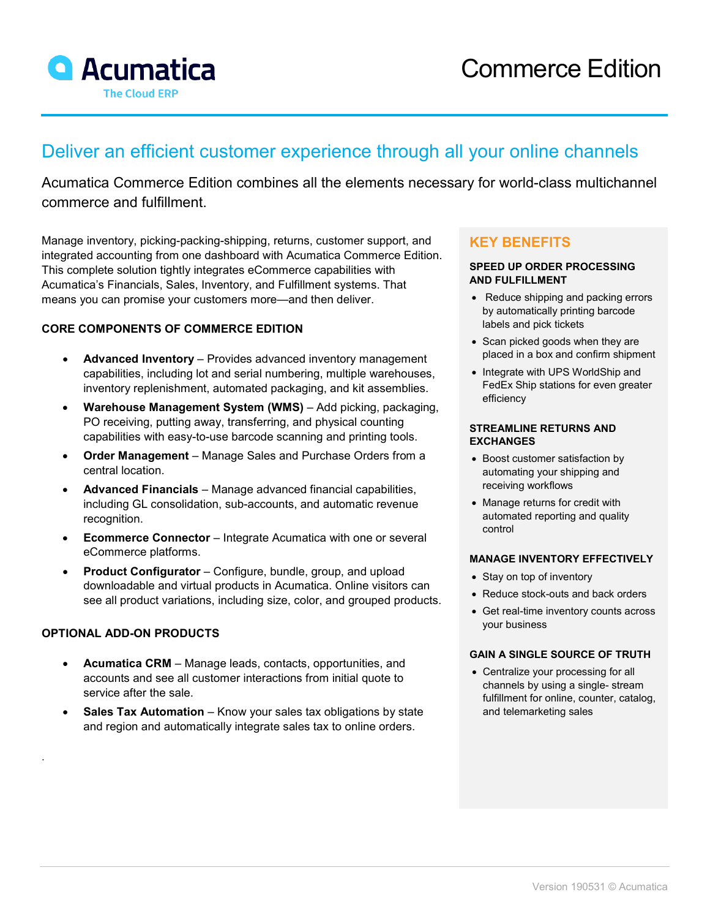# Acumatica

The Cloud ERP

# Commerce Edition

## Deliver an efficient customer experience through all your online channels

Acumatica Commerce Edition combines all the elements necessary for world-class multichannel commerce and fulfillment.

Manage inventory, picking-packing-shipping, returns, customer support, and integrated accounting from one dashboard with Acumatica Commerce Edition. This complete solution tightly integrates eCommerce capabilities with Acumatica's Financials, Sales, Inventory, and Fulfillment systems. That means you can promise your customers more—and then deliver.

### CORE COMPONENTS OF COMMERCE EDITION

- **Advanced Inventory** – Provides advanced inventory management capabilities, including lot and serial numbering, multiple warehouses, inventory replenishment, automated packaging, and kit assemblies.
- **Warehouse Management System (WMS)** – Add picking, packaging, PO receiving, putting away, transferring, and physical counting capabilities with easy-to-use barcode scanning and printing tools.
- **Order Management** – Manage Sales and Purchase Orders from a central location.
- **Advanced Financials** – Manage advanced financial capabilities, including GL consolidation, sub-accounts, and automatic revenue recognition.
- **Ecommerce Connector** – Integrate Acumatica with one or several eCommerce platforms.
- **Product Configurator** – Configure, bundle, group, and upload downloadable and virtual products in Acumatica. Online visitors can see all product variations, including size, color, and grouped products.

### OPTIONAL ADD-ON PRODUCTS

- **Acumatica CRM** – Manage leads, contacts, opportunities, and accounts and see all customer interactions from initial quote to service after the sale.
- **Sales Tax Automation** – Know your sales tax obligations by state and region and automatically integrate sales tax to online orders.

.

## KEY BENEFITS

### SPEED UP ORDER PROCESSING AND FULFILLMENT

- Reduce shipping and packing errors by automatically printing barcode labels and pick tickets
- Scan picked goods when they are placed in a box and confirm shipment
- Integrate with UPS WorldShip and FedEx Ship stations for even greater efficiency

### STREAMLINE RETURNS AND EXCHANGES

- Boost customer satisfaction by automating your shipping and receiving workflows
- Manage returns for credit with automated reporting and quality control

### MANAGE INVENTORY EFFECTIVELY

- Stay on top of inventory
- Reduce stock-outs and back orders
- Get real-time inventory counts across your business

### GAIN A SINGLE SOURCE OF TRUTH

- Centralize your processing for all channels by using a single- stream fulfillment for online, counter, catalog, and telemarketing sales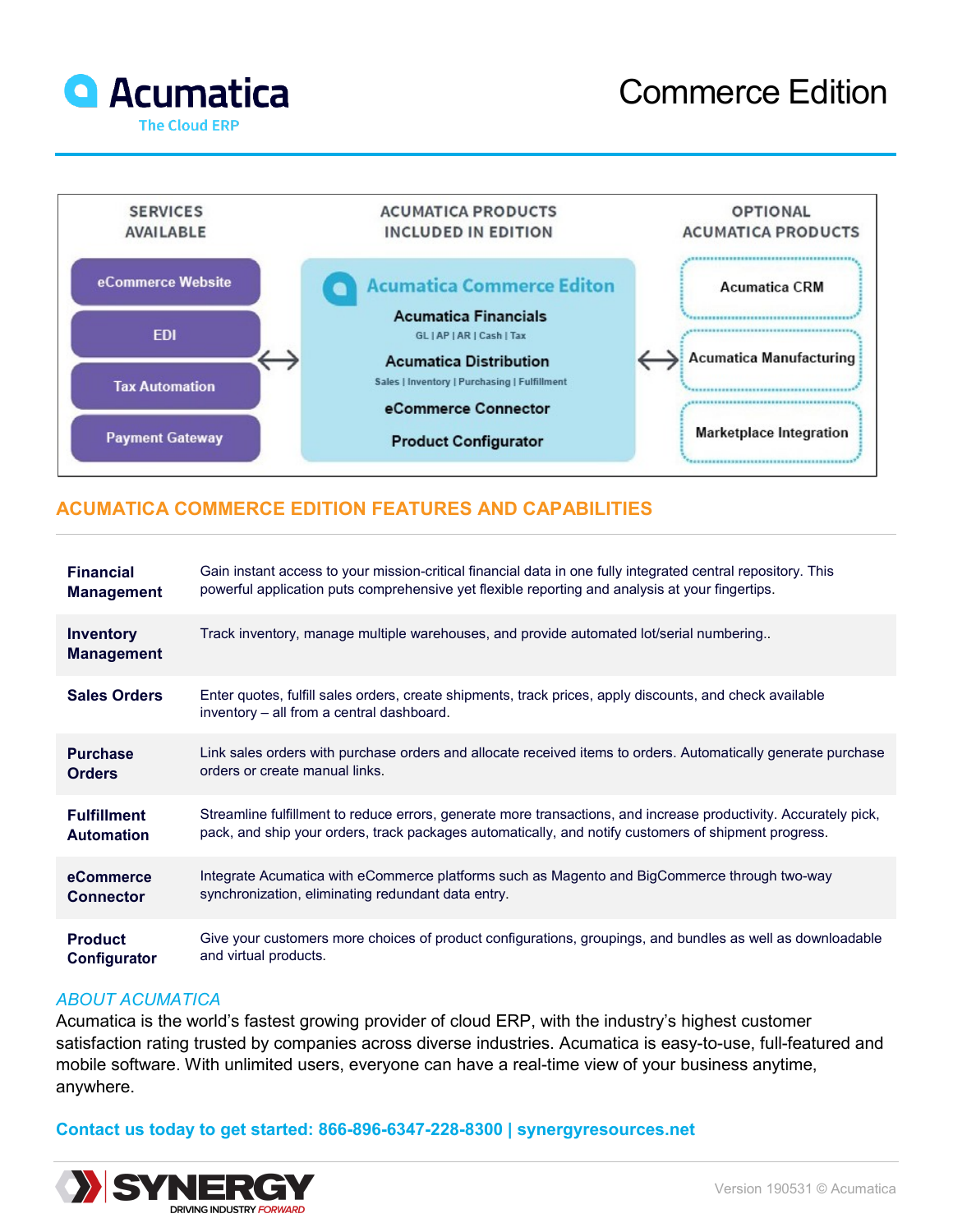Acumatica

The Cloud ERP

# Commerce Edition

| SERVICES AVAILABLE | ACUMATICA PRODUCTS INCLUDED IN EDITION | OPTIONAL ACUMATICA PRODUCTS |
|---|---|---|
| eCommerce Website | Acumatica Commerce Editon | Acumatica CRM |
| EDI | Acumatica Financials (GL \| AP \| AR \| Cash \| Tax) | Acumatica Manufacturing |
| Tax Automation | Acumatica Distribution (Sales \| Inventory \| Purchasing \| Fulfillment) | Marketplace Integration |
| Payment Gateway | eCommerce Connector | |
| | Product Configurator | |

## ACUMATICA COMMERCE EDITION FEATURES AND CAPABILITIES

| | |
|---|---|
| **Financial Management** | Gain instant access to your mission-critical financial data in one fully integrated central repository. This powerful application puts comprehensive yet flexible reporting and analysis at your fingertips. |
| **Inventory Management** | Track inventory, manage multiple warehouses, and provide automated lot/serial numbering.. |
| **Sales Orders** | Enter quotes, fulfill sales orders, create shipments, track prices, apply discounts, and check available inventory – all from a central dashboard. |
| **Purchase Orders** | Link sales orders with purchase orders and allocate received items to orders. Automatically generate purchase orders or create manual links. |
| **Fulfillment Automation** | Streamline fulfillment to reduce errors, generate more transactions, and increase productivity. Accurately pick, pack, and ship your orders, track packages automatically, and notify customers of shipment progress. |
| **eCommerce Connector** | Integrate Acumatica with eCommerce platforms such as Magento and BigCommerce through two-way synchronization, eliminating redundant data entry. |
| **Product Configurator** | Give your customers more choices of product configurations, groupings, and bundles as well as downloadable and virtual products. |

### *ABOUT ACUMATICA*

Acumatica is the world's fastest growing provider of cloud ERP, with the industry's highest customer satisfaction rating trusted by companies across diverse industries. Acumatica is easy-to-use, full-featured and mobile software. With unlimited users, everyone can have a real-time view of your business anytime, anywhere.

**Contact us today to get started: 866-896-6347-228-8300 | synergyresources.net**

SYNERGY
DRIVING INDUSTRY *FORWARD*

Version 190531 © Acumatica